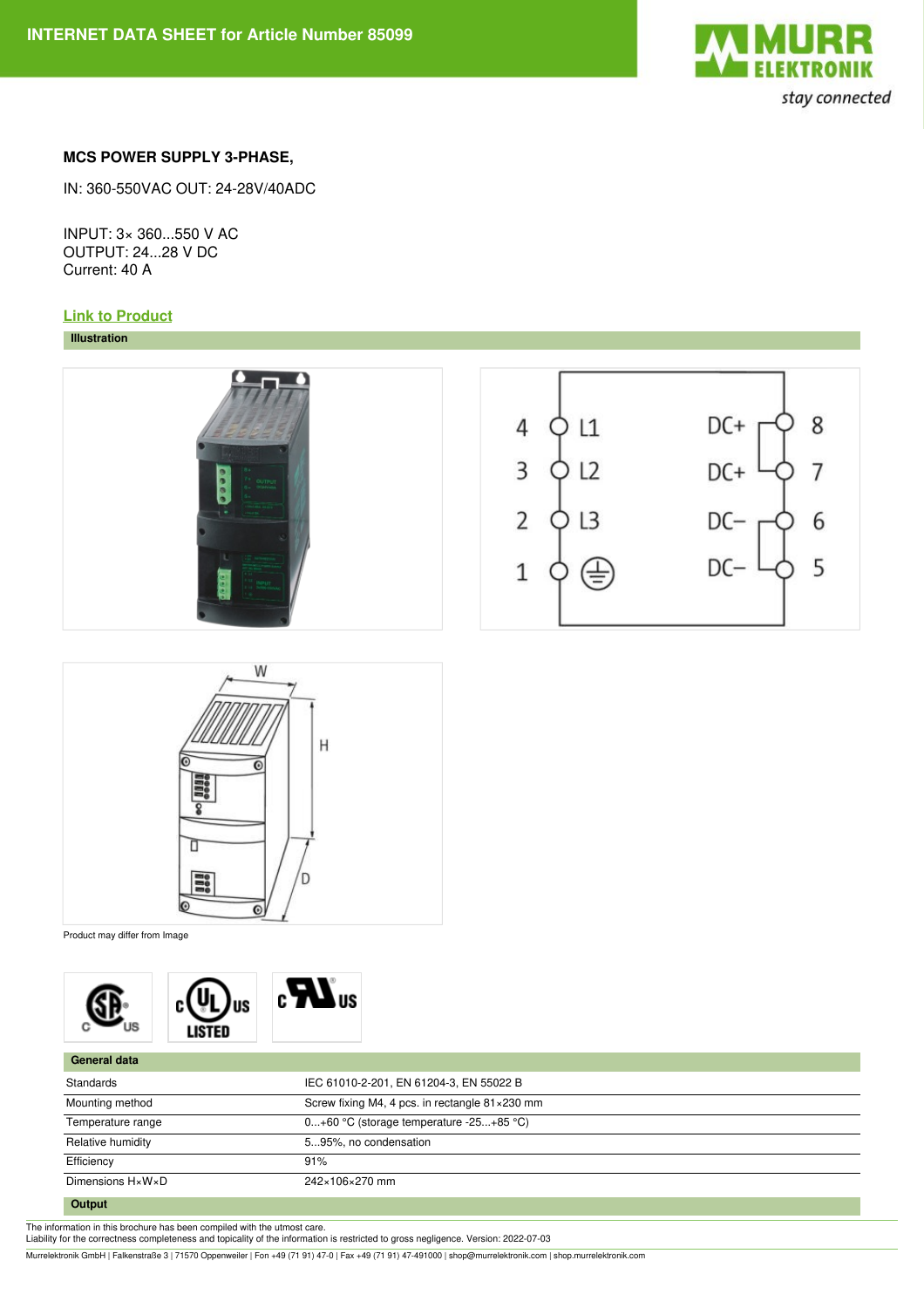INTERNET DATA SHEET for Article Number 85099

**MCS POWER SUPPLY 3-PHASE,**

IN: 360-550VAC OUT: 24-28V/40ADC

INPUT: 3× 360...550 V AC
OUTPUT: 24...28 V DC
Current: 40 A

Link to Product

**Illustration**

Product may differ from Image

**General data**

| | |
|---|---|
| Standards | IEC 61010-2-201, EN 61204-3, EN 55022 B |
| Mounting method | Screw fixing M4, 4 pcs. in rectangle 81×230 mm |
| Temperature range | 0...+60 °C (storage temperature -25...+85 °C) |
| Relative humidity | 5...95%, no condensation |
| Efficiency | 91% |
| Dimensions H×W×D | 242×106×270 mm |

**Output**

The information in this brochure has been compiled with the utmost care.
Liability for the correctness completeness and topicality of the information is restricted to gross negligence. Version: 2022-07-03

Murrelektronik GmbH | Falkenstraße 3 | 71570 Oppenweiler | Fon +49 (71 91) 47-0 | Fax +49 (71 91) 47-491000 | shop@murrelektronik.com | shop.murrelektronik.com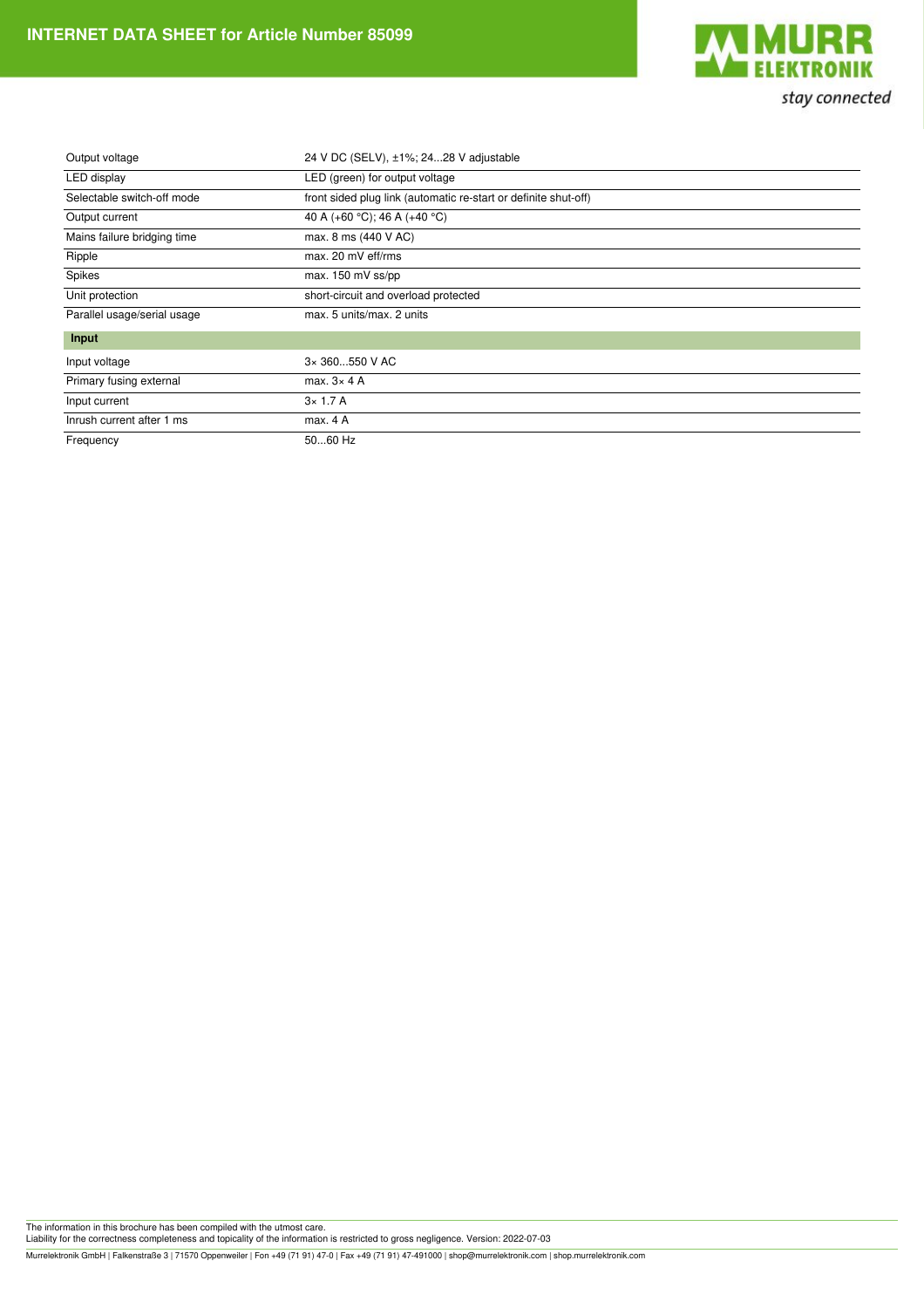| | |
|---|---|
| Output voltage | 24 V DC (SELV), ±1%; 24...28 V adjustable |
| LED display | LED (green) for output voltage |
| Selectable switch-off mode | front sided plug link (automatic re-start or definite shut-off) |
| Output current | 40 A (+60 °C); 46 A (+40 °C) |
| Mains failure bridging time | max. 8 ms (440 V AC) |
| Ripple | max. 20 mV eff/rms |
| Spikes | max. 150 mV ss/pp |
| Unit protection | short-circuit and overload protected |
| Parallel usage/serial usage | max. 5 units/max. 2 units |

**Input**

| | |
|---|---|
| Input voltage | 3× 360...550 V AC |
| Primary fusing external | max. 3× 4 A |
| Input current | 3× 1.7 A |
| Inrush current after 1 ms | max. 4 A |
| Frequency | 50...60 Hz |

The information in this brochure has been compiled with the utmost care.
Liability for the correctness completeness and topicality of the information is restricted to gross negligence. Version: 2022-07-03

Murrelektronik GmbH | Falkenstraße 3 | 71570 Oppenweiler | Fon +49 (71 91) 47-0 | Fax +49 (71 91) 47-491000 | shop@murrelektronik.com | shop.murrelektronik.com